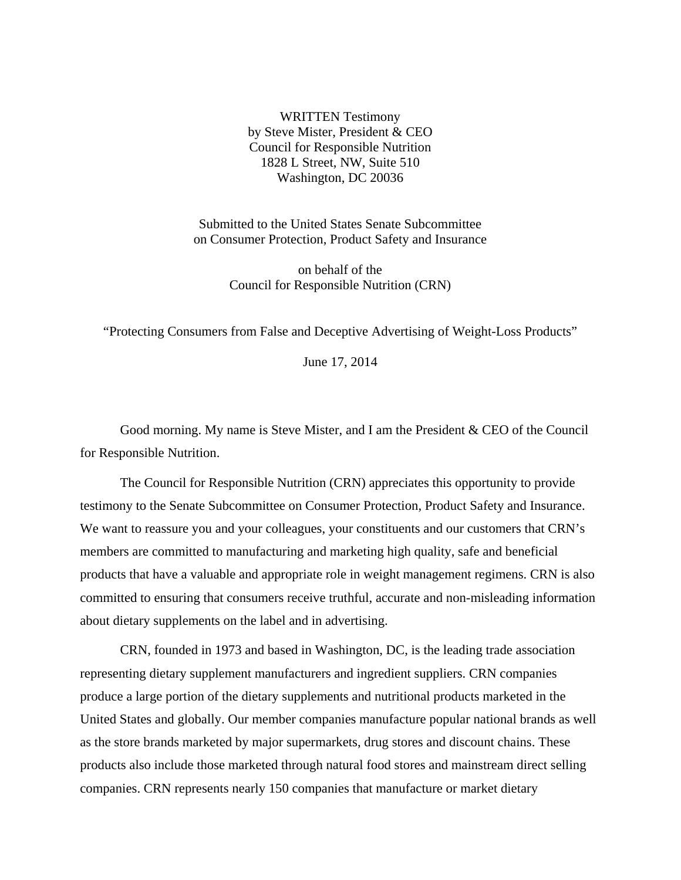WRITTEN Testimony
by Steve Mister, President & CEO
Council for Responsible Nutrition
1828 L Street, NW, Suite 510
Washington, DC 20036

Submitted to the United States Senate Subcommittee
on Consumer Protection, Product Safety and Insurance

on behalf of the
Council for Responsible Nutrition (CRN)

"Protecting Consumers from False and Deceptive Advertising of Weight-Loss Products"

June 17, 2014

Good morning. My name is Steve Mister, and I am the President & CEO of the Council for Responsible Nutrition.

The Council for Responsible Nutrition (CRN) appreciates this opportunity to provide testimony to the Senate Subcommittee on Consumer Protection, Product Safety and Insurance. We want to reassure you and your colleagues, your constituents and our customers that CRN's members are committed to manufacturing and marketing high quality, safe and beneficial products that have a valuable and appropriate role in weight management regimens. CRN is also committed to ensuring that consumers receive truthful, accurate and non-misleading information about dietary supplements on the label and in advertising.

CRN, founded in 1973 and based in Washington, DC, is the leading trade association representing dietary supplement manufacturers and ingredient suppliers. CRN companies produce a large portion of the dietary supplements and nutritional products marketed in the United States and globally. Our member companies manufacture popular national brands as well as the store brands marketed by major supermarkets, drug stores and discount chains. These products also include those marketed through natural food stores and mainstream direct selling companies. CRN represents nearly 150 companies that manufacture or market dietary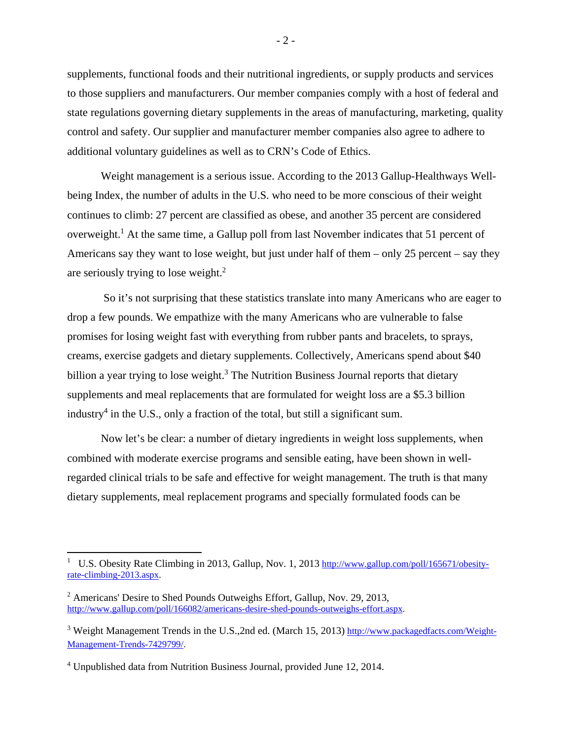supplements, functional foods and their nutritional ingredients, or supply products and services to those suppliers and manufacturers. Our member companies comply with a host of federal and state regulations governing dietary supplements in the areas of manufacturing, marketing, quality control and safety. Our supplier and manufacturer member companies also agree to adhere to additional voluntary guidelines as well as to CRN's Code of Ethics.

Weight management is a serious issue. According to the 2013 Gallup-Healthways Well-being Index, the number of adults in the U.S. who need to be more conscious of their weight continues to climb: 27 percent are classified as obese, and another 35 percent are considered overweight.[1] At the same time, a Gallup poll from last November indicates that 51 percent of Americans say they want to lose weight, but just under half of them – only 25 percent – say they are seriously trying to lose weight.[2]

So it's not surprising that these statistics translate into many Americans who are eager to drop a few pounds. We empathize with the many Americans who are vulnerable to false promises for losing weight fast with everything from rubber pants and bracelets, to sprays, creams, exercise gadgets and dietary supplements. Collectively, Americans spend about $40 billion a year trying to lose weight.[3] The Nutrition Business Journal reports that dietary supplements and meal replacements that are formulated for weight loss are a $5.3 billion industry[4] in the U.S., only a fraction of the total, but still a significant sum.

Now let's be clear: a number of dietary ingredients in weight loss supplements, when combined with moderate exercise programs and sensible eating, have been shown in well-regarded clinical trials to be safe and effective for weight management. The truth is that many dietary supplements, meal replacement programs and specially formulated foods can be

---

[1] U.S. Obesity Rate Climbing in 2013, Gallup, Nov. 1, 2013 http://www.gallup.com/poll/165671/obesity-rate-climbing-2013.aspx.

[2] Americans' Desire to Shed Pounds Outweighs Effort, Gallup, Nov. 29, 2013, http://www.gallup.com/poll/166082/americans-desire-shed-pounds-outweighs-effort.aspx.

[3] Weight Management Trends in the U.S.,2nd ed. (March 15, 2013) http://www.packagedfacts.com/Weight-Management-Trends-7429799/.

[4] Unpublished data from Nutrition Business Journal, provided June 12, 2014.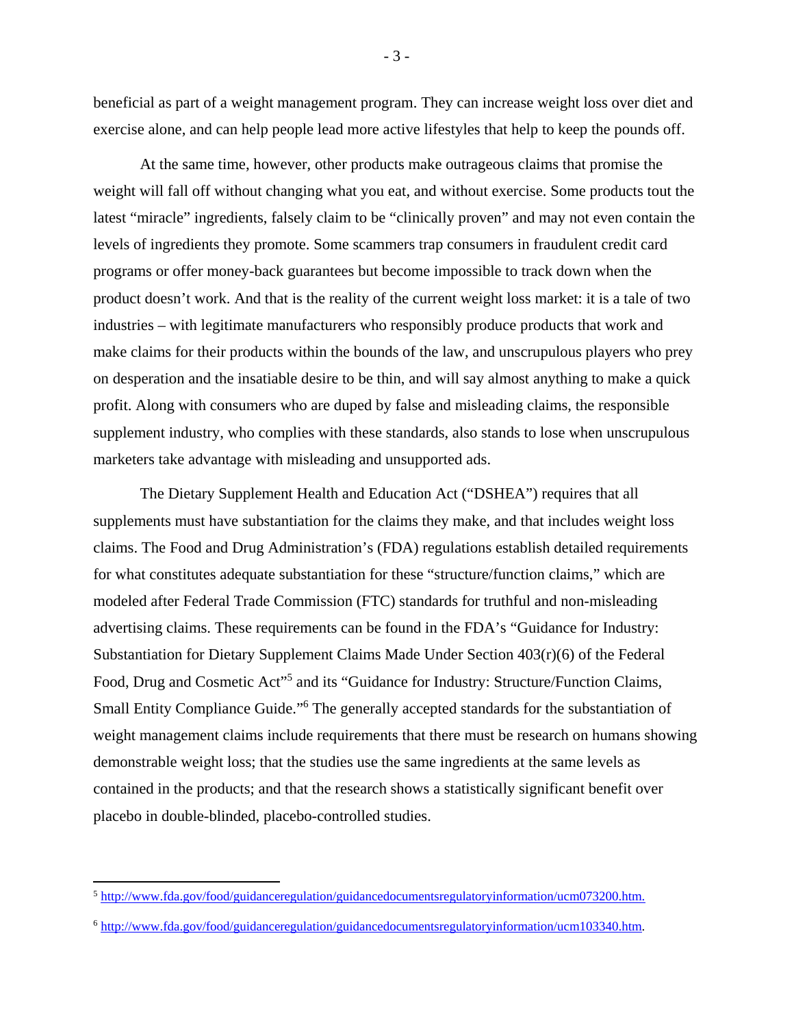beneficial as part of a weight management program. They can increase weight loss over diet and exercise alone, and can help people lead more active lifestyles that help to keep the pounds off.

At the same time, however, other products make outrageous claims that promise the weight will fall off without changing what you eat, and without exercise. Some products tout the latest "miracle" ingredients, falsely claim to be "clinically proven" and may not even contain the levels of ingredients they promote. Some scammers trap consumers in fraudulent credit card programs or offer money-back guarantees but become impossible to track down when the product doesn't work. And that is the reality of the current weight loss market: it is a tale of two industries – with legitimate manufacturers who responsibly produce products that work and make claims for their products within the bounds of the law, and unscrupulous players who prey on desperation and the insatiable desire to be thin, and will say almost anything to make a quick profit. Along with consumers who are duped by false and misleading claims, the responsible supplement industry, who complies with these standards, also stands to lose when unscrupulous marketers take advantage with misleading and unsupported ads.

The Dietary Supplement Health and Education Act ("DSHEA") requires that all supplements must have substantiation for the claims they make, and that includes weight loss claims. The Food and Drug Administration's (FDA) regulations establish detailed requirements for what constitutes adequate substantiation for these "structure/function claims," which are modeled after Federal Trade Commission (FTC) standards for truthful and non-misleading advertising claims. These requirements can be found in the FDA's "Guidance for Industry: Substantiation for Dietary Supplement Claims Made Under Section 403(r)(6) of the Federal Food, Drug and Cosmetic Act"[5] and its "Guidance for Industry: Structure/Function Claims, Small Entity Compliance Guide."[6] The generally accepted standards for the substantiation of weight management claims include requirements that there must be research on humans showing demonstrable weight loss; that the studies use the same ingredients at the same levels as contained in the products; and that the research shows a statistically significant benefit over placebo in double-blinded, placebo-controlled studies.

---

[5] http://www.fda.gov/food/guidanceregulation/guidancedocumentsregulatoryinformation/ucm073200.htm.

[6] http://www.fda.gov/food/guidanceregulation/guidancedocumentsregulatoryinformation/ucm103340.htm.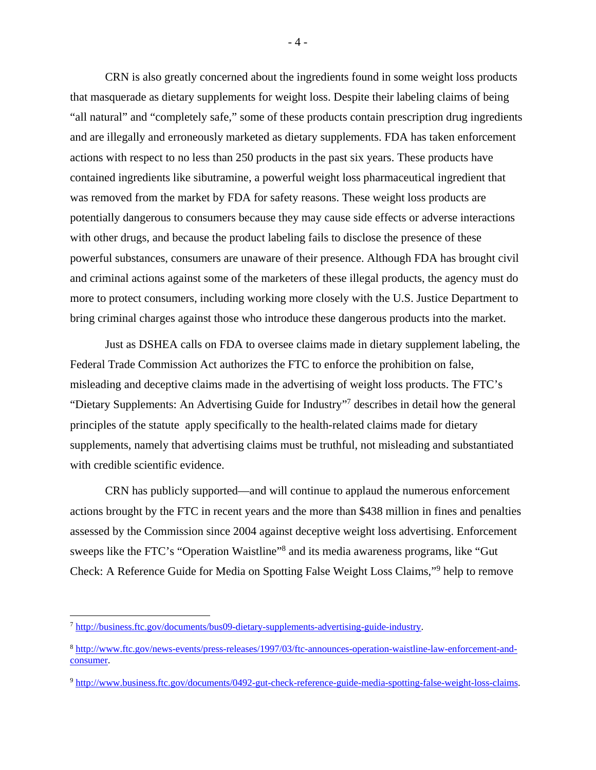CRN is also greatly concerned about the ingredients found in some weight loss products that masquerade as dietary supplements for weight loss. Despite their labeling claims of being "all natural" and "completely safe," some of these products contain prescription drug ingredients and are illegally and erroneously marketed as dietary supplements. FDA has taken enforcement actions with respect to no less than 250 products in the past six years. These products have contained ingredients like sibutramine, a powerful weight loss pharmaceutical ingredient that was removed from the market by FDA for safety reasons. These weight loss products are potentially dangerous to consumers because they may cause side effects or adverse interactions with other drugs, and because the product labeling fails to disclose the presence of these powerful substances, consumers are unaware of their presence. Although FDA has brought civil and criminal actions against some of the marketers of these illegal products, the agency must do more to protect consumers, including working more closely with the U.S. Justice Department to bring criminal charges against those who introduce these dangerous products into the market.

Just as DSHEA calls on FDA to oversee claims made in dietary supplement labeling, the Federal Trade Commission Act authorizes the FTC to enforce the prohibition on false, misleading and deceptive claims made in the advertising of weight loss products. The FTC's "Dietary Supplements: An Advertising Guide for Industry"[7] describes in detail how the general principles of the statute apply specifically to the health-related claims made for dietary supplements, namely that advertising claims must be truthful, not misleading and substantiated with credible scientific evidence.

CRN has publicly supported—and will continue to applaud the numerous enforcement actions brought by the FTC in recent years and the more than $438 million in fines and penalties assessed by the Commission since 2004 against deceptive weight loss advertising. Enforcement sweeps like the FTC's "Operation Waistline"[8] and its media awareness programs, like "Gut Check: A Reference Guide for Media on Spotting False Weight Loss Claims,"[9] help to remove

---

[7] http://business.ftc.gov/documents/bus09-dietary-supplements-advertising-guide-industry.

[8] http://www.ftc.gov/news-events/press-releases/1997/03/ftc-announces-operation-waistline-law-enforcement-and-consumer.

[9] http://www.business.ftc.gov/documents/0492-gut-check-reference-guide-media-spotting-false-weight-loss-claims.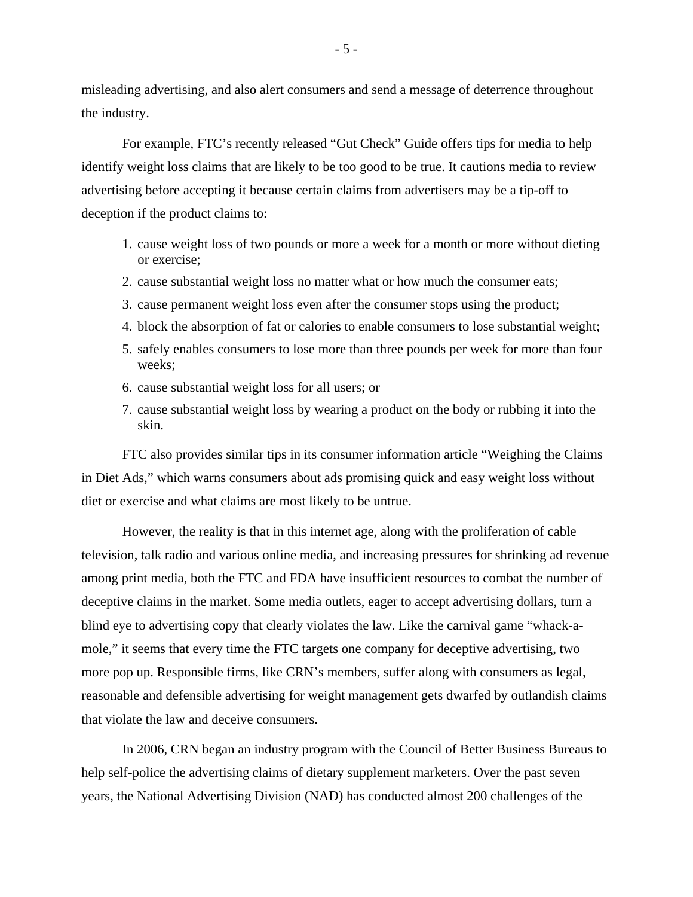misleading advertising, and also alert consumers and send a message of deterrence throughout the industry.

For example, FTC's recently released "Gut Check" Guide offers tips for media to help identify weight loss claims that are likely to be too good to be true. It cautions media to review advertising before accepting it because certain claims from advertisers may be a tip-off to deception if the product claims to:

1. cause weight loss of two pounds or more a week for a month or more without dieting or exercise;
2. cause substantial weight loss no matter what or how much the consumer eats;
3. cause permanent weight loss even after the consumer stops using the product;
4. block the absorption of fat or calories to enable consumers to lose substantial weight;
5. safely enables consumers to lose more than three pounds per week for more than four weeks;
6. cause substantial weight loss for all users; or
7. cause substantial weight loss by wearing a product on the body or rubbing it into the skin.

FTC also provides similar tips in its consumer information article "Weighing the Claims in Diet Ads," which warns consumers about ads promising quick and easy weight loss without diet or exercise and what claims are most likely to be untrue.

However, the reality is that in this internet age, along with the proliferation of cable television, talk radio and various online media, and increasing pressures for shrinking ad revenue among print media, both the FTC and FDA have insufficient resources to combat the number of deceptive claims in the market. Some media outlets, eager to accept advertising dollars, turn a blind eye to advertising copy that clearly violates the law. Like the carnival game "whack-a-mole," it seems that every time the FTC targets one company for deceptive advertising, two more pop up. Responsible firms, like CRN's members, suffer along with consumers as legal, reasonable and defensible advertising for weight management gets dwarfed by outlandish claims that violate the law and deceive consumers.

In 2006, CRN began an industry program with the Council of Better Business Bureaus to help self-police the advertising claims of dietary supplement marketers. Over the past seven years, the National Advertising Division (NAD) has conducted almost 200 challenges of the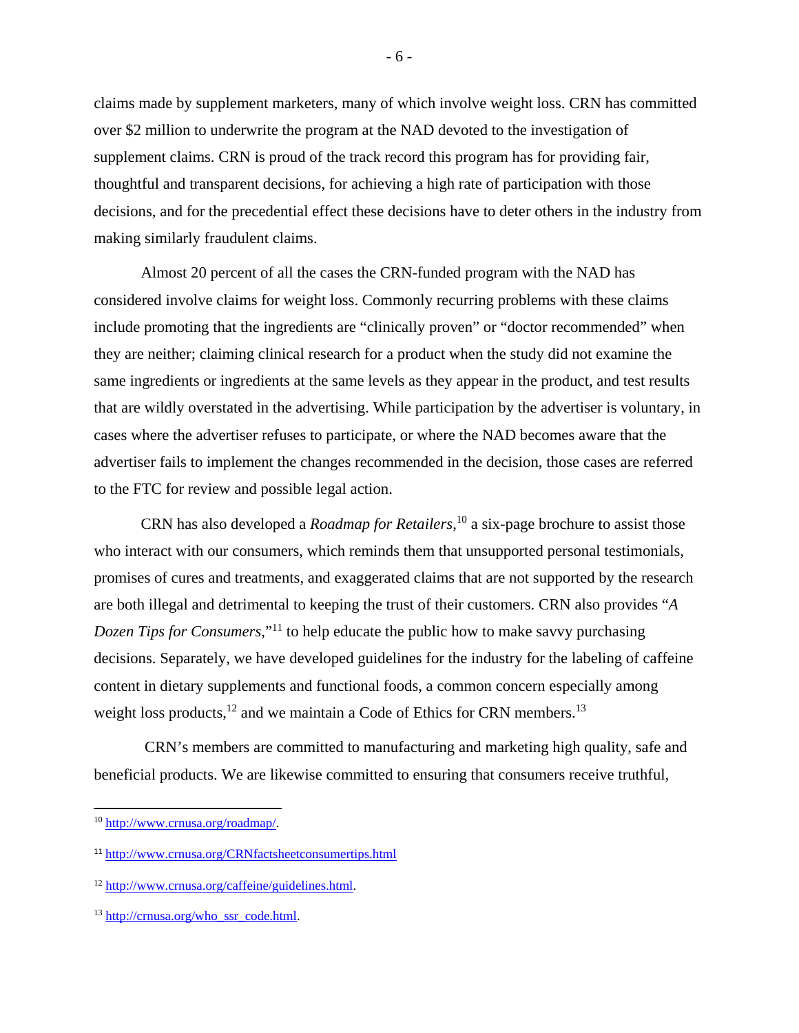claims made by supplement marketers, many of which involve weight loss. CRN has committed over $2 million to underwrite the program at the NAD devoted to the investigation of supplement claims. CRN is proud of the track record this program has for providing fair, thoughtful and transparent decisions, for achieving a high rate of participation with those decisions, and for the precedential effect these decisions have to deter others in the industry from making similarly fraudulent claims.

Almost 20 percent of all the cases the CRN-funded program with the NAD has considered involve claims for weight loss. Commonly recurring problems with these claims include promoting that the ingredients are "clinically proven" or "doctor recommended" when they are neither; claiming clinical research for a product when the study did not examine the same ingredients or ingredients at the same levels as they appear in the product, and test results that are wildly overstated in the advertising. While participation by the advertiser is voluntary, in cases where the advertiser refuses to participate, or where the NAD becomes aware that the advertiser fails to implement the changes recommended in the decision, those cases are referred to the FTC for review and possible legal action.

CRN has also developed a *Roadmap for Retailers*,[10] a six-page brochure to assist those who interact with our consumers, which reminds them that unsupported personal testimonials, promises of cures and treatments, and exaggerated claims that are not supported by the research are both illegal and detrimental to keeping the trust of their customers. CRN also provides "*A Dozen Tips for Consumers*,"[11] to help educate the public how to make savvy purchasing decisions. Separately, we have developed guidelines for the industry for the labeling of caffeine content in dietary supplements and functional foods, a common concern especially among weight loss products,[12] and we maintain a Code of Ethics for CRN members.[13]

CRN's members are committed to manufacturing and marketing high quality, safe and beneficial products. We are likewise committed to ensuring that consumers receive truthful,

---

[10] http://www.crnusa.org/roadmap/.

[11] http://www.crnusa.org/CRNfactsheetconsumertips.html

[12] http://www.crnusa.org/caffeine/guidelines.html.

[13] http://crnusa.org/who_ssr_code.html.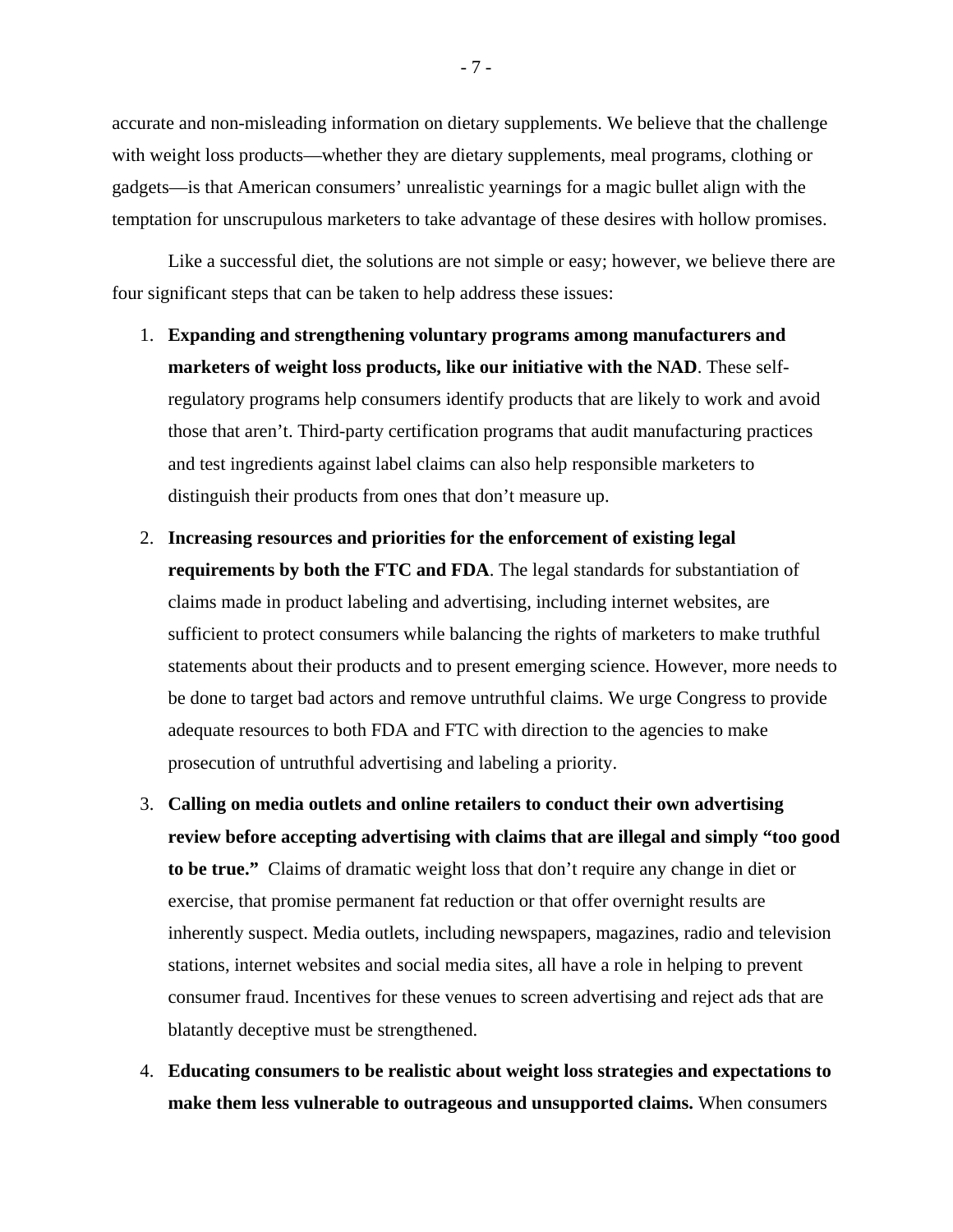accurate and non-misleading information on dietary supplements. We believe that the challenge with weight loss products—whether they are dietary supplements, meal programs, clothing or gadgets—is that American consumers' unrealistic yearnings for a magic bullet align with the temptation for unscrupulous marketers to take advantage of these desires with hollow promises.

Like a successful diet, the solutions are not simple or easy; however, we believe there are four significant steps that can be taken to help address these issues:

1. **Expanding and strengthening voluntary programs among manufacturers and marketers of weight loss products, like our initiative with the NAD**. These self-regulatory programs help consumers identify products that are likely to work and avoid those that aren't. Third-party certification programs that audit manufacturing practices and test ingredients against label claims can also help responsible marketers to distinguish their products from ones that don't measure up.

2. **Increasing resources and priorities for the enforcement of existing legal requirements by both the FTC and FDA**. The legal standards for substantiation of claims made in product labeling and advertising, including internet websites, are sufficient to protect consumers while balancing the rights of marketers to make truthful statements about their products and to present emerging science. However, more needs to be done to target bad actors and remove untruthful claims. We urge Congress to provide adequate resources to both FDA and FTC with direction to the agencies to make prosecution of untruthful advertising and labeling a priority.

3. **Calling on media outlets and online retailers to conduct their own advertising review before accepting advertising with claims that are illegal and simply "too good to be true."** Claims of dramatic weight loss that don't require any change in diet or exercise, that promise permanent fat reduction or that offer overnight results are inherently suspect. Media outlets, including newspapers, magazines, radio and television stations, internet websites and social media sites, all have a role in helping to prevent consumer fraud. Incentives for these venues to screen advertising and reject ads that are blatantly deceptive must be strengthened.

4. **Educating consumers to be realistic about weight loss strategies and expectations to make them less vulnerable to outrageous and unsupported claims.** When consumers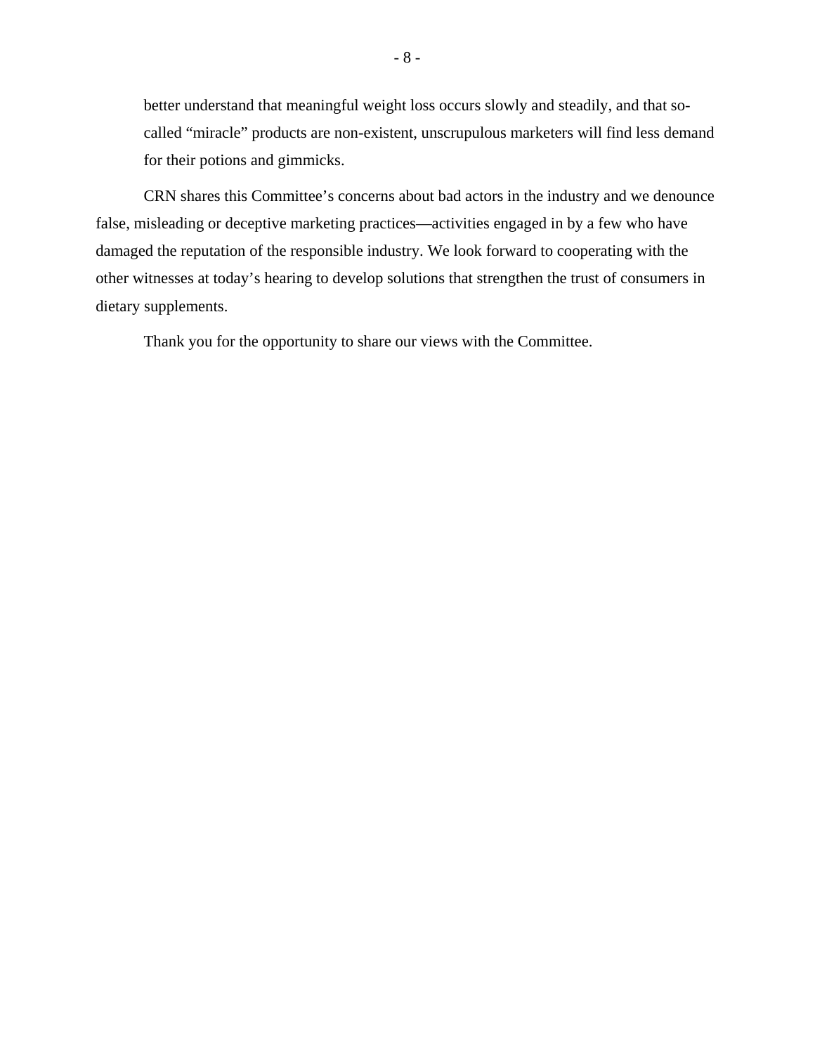better understand that meaningful weight loss occurs slowly and steadily, and that so-called "miracle" products are non-existent, unscrupulous marketers will find less demand for their potions and gimmicks.

CRN shares this Committee's concerns about bad actors in the industry and we denounce false, misleading or deceptive marketing practices—activities engaged in by a few who have damaged the reputation of the responsible industry. We look forward to cooperating with the other witnesses at today's hearing to develop solutions that strengthen the trust of consumers in dietary supplements.

Thank you for the opportunity to share our views with the Committee.